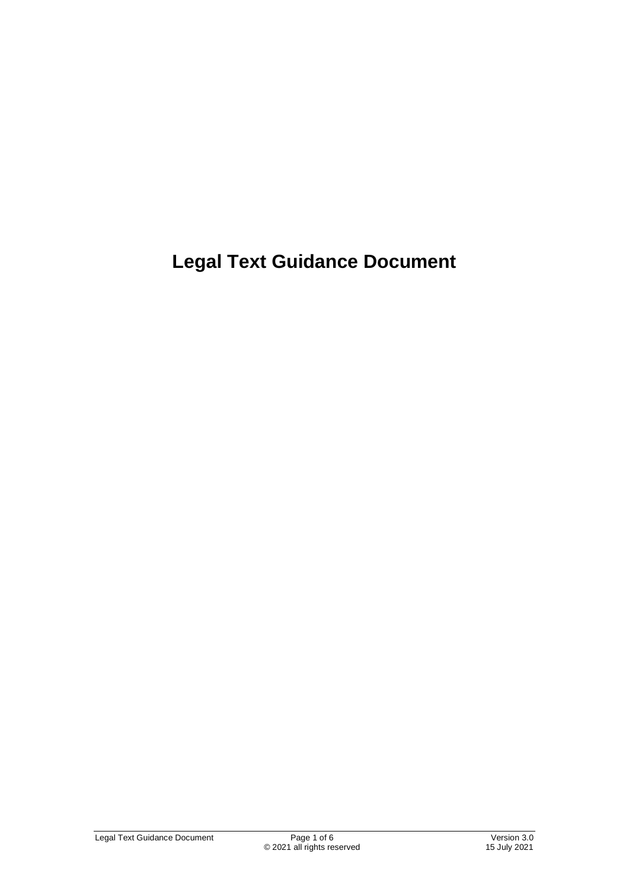# Legal Text Guidance Document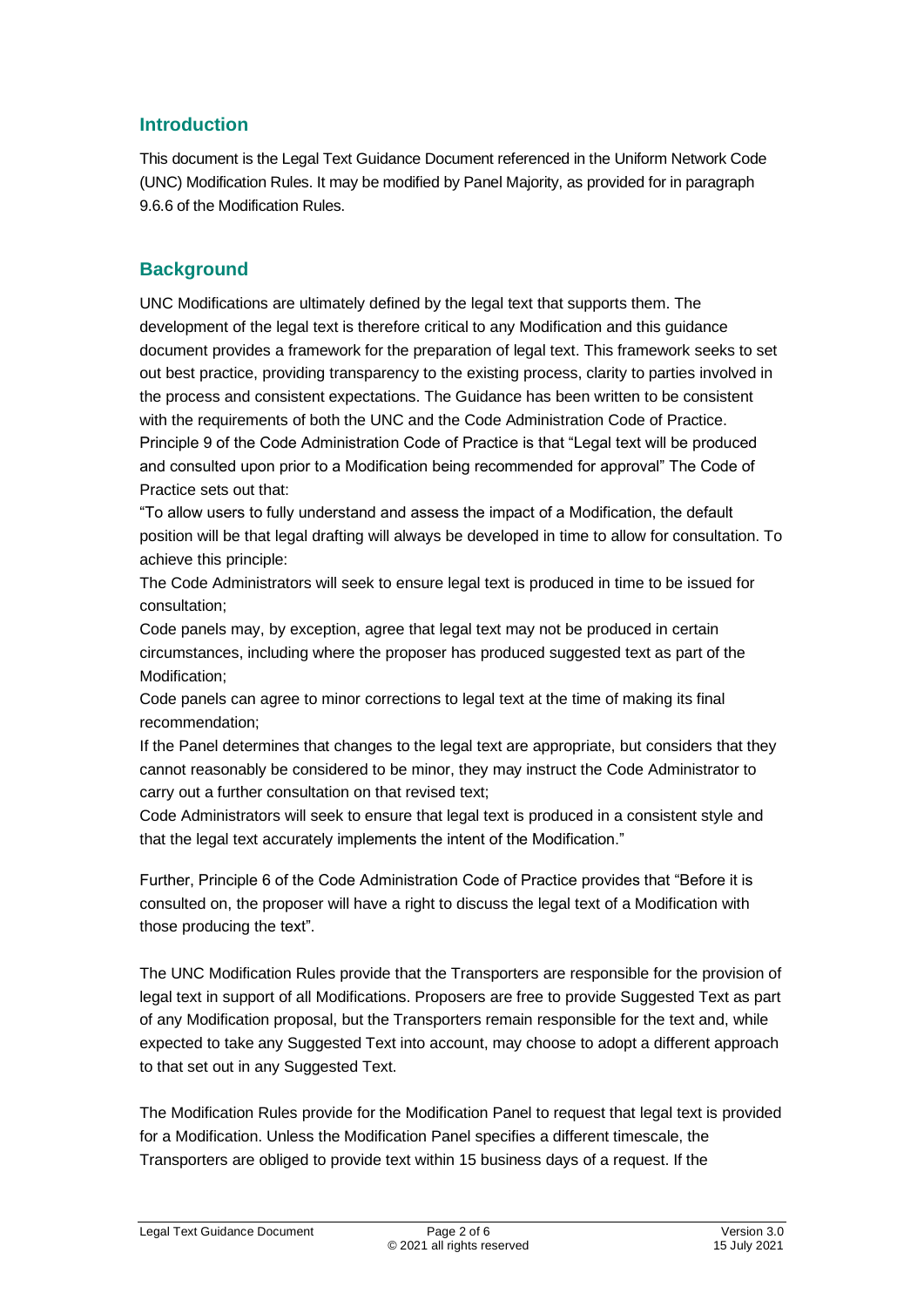## Introduction

This document is the Legal Text Guidance Document referenced in the Uniform Network Code (UNC) Modification Rules. It may be modified by Panel Majority, as provided for in paragraph 9.6.6 of the Modification Rules.

## Background

UNC Modifications are ultimately defined by the legal text that supports them. The development of the legal text is therefore critical to any Modification and this guidance document provides a framework for the preparation of legal text. This framework seeks to set out best practice, providing transparency to the existing process, clarity to parties involved in the process and consistent expectations. The Guidance has been written to be consistent with the requirements of both the UNC and the Code Administration Code of Practice. Principle 9 of the Code Administration Code of Practice is that "Legal text will be produced and consulted upon prior to a Modification being recommended for approval" The Code of Practice sets out that:

"To allow users to fully understand and assess the impact of a Modification, the default position will be that legal drafting will always be developed in time to allow for consultation. To achieve this principle:

The Code Administrators will seek to ensure legal text is produced in time to be issued for consultation;

Code panels may, by exception, agree that legal text may not be produced in certain circumstances, including where the proposer has produced suggested text as part of the Modification;

Code panels can agree to minor corrections to legal text at the time of making its final recommendation;

If the Panel determines that changes to the legal text are appropriate, but considers that they cannot reasonably be considered to be minor, they may instruct the Code Administrator to carry out a further consultation on that revised text;

Code Administrators will seek to ensure that legal text is produced in a consistent style and that the legal text accurately implements the intent of the Modification."

Further, Principle 6 of the Code Administration Code of Practice provides that "Before it is consulted on, the proposer will have a right to discuss the legal text of a Modification with those producing the text".

The UNC Modification Rules provide that the Transporters are responsible for the provision of legal text in support of all Modifications. Proposers are free to provide Suggested Text as part of any Modification proposal, but the Transporters remain responsible for the text and, while expected to take any Suggested Text into account, may choose to adopt a different approach to that set out in any Suggested Text.

The Modification Rules provide for the Modification Panel to request that legal text is provided for a Modification. Unless the Modification Panel specifies a different timescale, the Transporters are obliged to provide text within 15 business days of a request. If the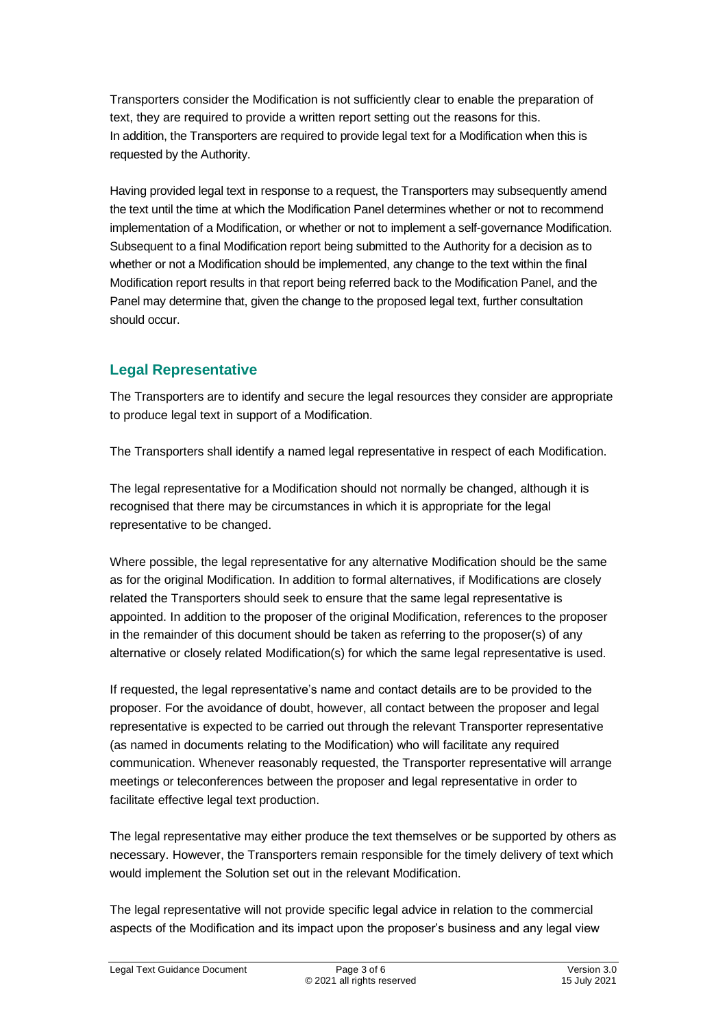Transporters consider the Modification is not sufficiently clear to enable the preparation of text, they are required to provide a written report setting out the reasons for this. In addition, the Transporters are required to provide legal text for a Modification when this is requested by the Authority.

Having provided legal text in response to a request, the Transporters may subsequently amend the text until the time at which the Modification Panel determines whether or not to recommend implementation of a Modification, or whether or not to implement a self-governance Modification. Subsequent to a final Modification report being submitted to the Authority for a decision as to whether or not a Modification should be implemented, any change to the text within the final Modification report results in that report being referred back to the Modification Panel, and the Panel may determine that, given the change to the proposed legal text, further consultation should occur.

## Legal Representative

The Transporters are to identify and secure the legal resources they consider are appropriate to produce legal text in support of a Modification.

The Transporters shall identify a named legal representative in respect of each Modification.

The legal representative for a Modification should not normally be changed, although it is recognised that there may be circumstances in which it is appropriate for the legal representative to be changed.

Where possible, the legal representative for any alternative Modification should be the same as for the original Modification. In addition to formal alternatives, if Modifications are closely related the Transporters should seek to ensure that the same legal representative is appointed. In addition to the proposer of the original Modification, references to the proposer in the remainder of this document should be taken as referring to the proposer(s) of any alternative or closely related Modification(s) for which the same legal representative is used.

If requested, the legal representative's name and contact details are to be provided to the proposer. For the avoidance of doubt, however, all contact between the proposer and legal representative is expected to be carried out through the relevant Transporter representative (as named in documents relating to the Modification) who will facilitate any required communication. Whenever reasonably requested, the Transporter representative will arrange meetings or teleconferences between the proposer and legal representative in order to facilitate effective legal text production.

The legal representative may either produce the text themselves or be supported by others as necessary. However, the Transporters remain responsible for the timely delivery of text which would implement the Solution set out in the relevant Modification.

The legal representative will not provide specific legal advice in relation to the commercial aspects of the Modification and its impact upon the proposer's business and any legal view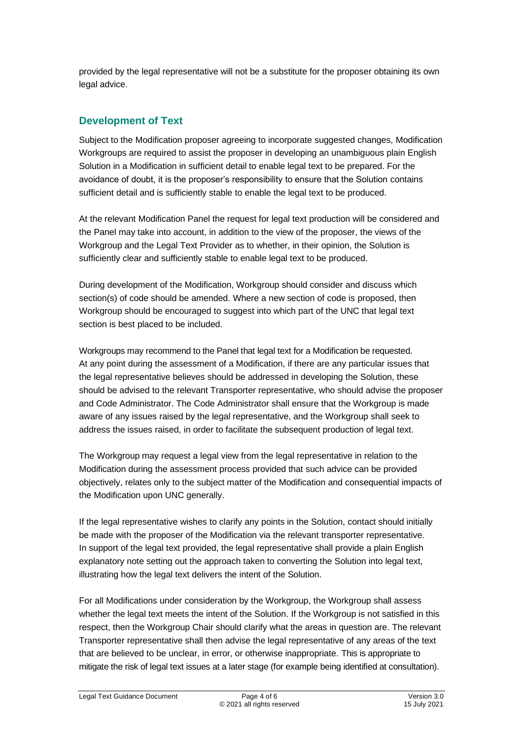provided by the legal representative will not be a substitute for the proposer obtaining its own legal advice.

## Development of Text

Subject to the Modification proposer agreeing to incorporate suggested changes, Modification Workgroups are required to assist the proposer in developing an unambiguous plain English Solution in a Modification in sufficient detail to enable legal text to be prepared. For the avoidance of doubt, it is the proposer's responsibility to ensure that the Solution contains sufficient detail and is sufficiently stable to enable the legal text to be produced.

At the relevant Modification Panel the request for legal text production will be considered and the Panel may take into account, in addition to the view of the proposer, the views of the Workgroup and the Legal Text Provider as to whether, in their opinion, the Solution is sufficiently clear and sufficiently stable to enable legal text to be produced.

During development of the Modification, Workgroup should consider and discuss which section(s) of code should be amended. Where a new section of code is proposed, then Workgroup should be encouraged to suggest into which part of the UNC that legal text section is best placed to be included.

Workgroups may recommend to the Panel that legal text for a Modification be requested. At any point during the assessment of a Modification, if there are any particular issues that the legal representative believes should be addressed in developing the Solution, these should be advised to the relevant Transporter representative, who should advise the proposer and Code Administrator. The Code Administrator shall ensure that the Workgroup is made aware of any issues raised by the legal representative, and the Workgroup shall seek to address the issues raised, in order to facilitate the subsequent production of legal text.

The Workgroup may request a legal view from the legal representative in relation to the Modification during the assessment process provided that such advice can be provided objectively, relates only to the subject matter of the Modification and consequential impacts of the Modification upon UNC generally.

If the legal representative wishes to clarify any points in the Solution, contact should initially be made with the proposer of the Modification via the relevant transporter representative. In support of the legal text provided, the legal representative shall provide a plain English explanatory note setting out the approach taken to converting the Solution into legal text, illustrating how the legal text delivers the intent of the Solution.

For all Modifications under consideration by the Workgroup, the Workgroup shall assess whether the legal text meets the intent of the Solution. If the Workgroup is not satisfied in this respect, then the Workgroup Chair should clarify what the areas in question are. The relevant Transporter representative shall then advise the legal representative of any areas of the text that are believed to be unclear, in error, or otherwise inappropriate. This is appropriate to mitigate the risk of legal text issues at a later stage (for example being identified at consultation).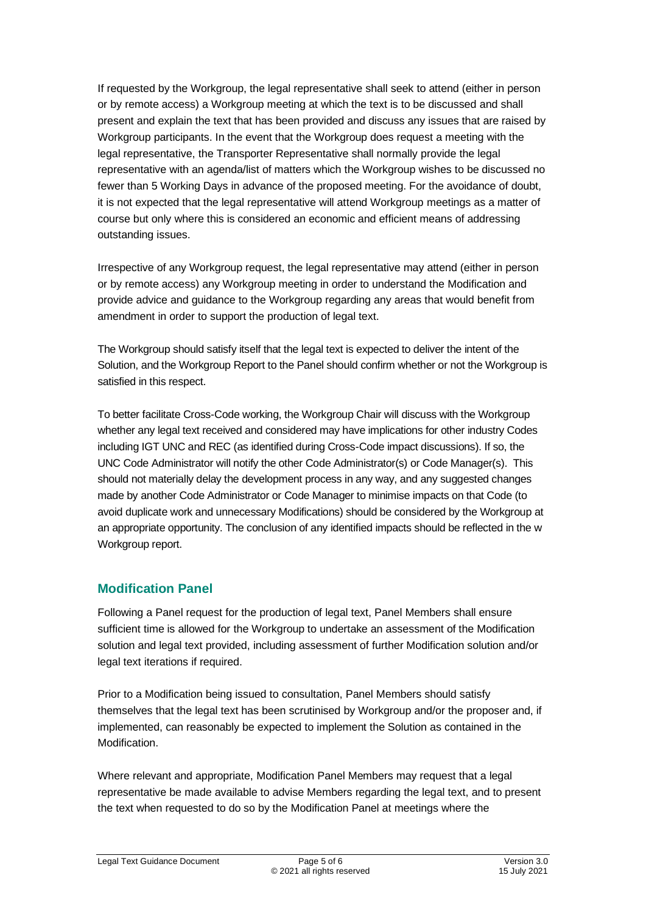If requested by the Workgroup, the legal representative shall seek to attend (either in person or by remote access) a Workgroup meeting at which the text is to be discussed and shall present and explain the text that has been provided and discuss any issues that are raised by Workgroup participants. In the event that the Workgroup does request a meeting with the legal representative, the Transporter Representative shall normally provide the legal representative with an agenda/list of matters which the Workgroup wishes to be discussed no fewer than 5 Working Days in advance of the proposed meeting. For the avoidance of doubt, it is not expected that the legal representative will attend Workgroup meetings as a matter of course but only where this is considered an economic and efficient means of addressing outstanding issues.

Irrespective of any Workgroup request, the legal representative may attend (either in person or by remote access) any Workgroup meeting in order to understand the Modification and provide advice and guidance to the Workgroup regarding any areas that would benefit from amendment in order to support the production of legal text.

The Workgroup should satisfy itself that the legal text is expected to deliver the intent of the Solution, and the Workgroup Report to the Panel should confirm whether or not the Workgroup is satisfied in this respect.

To better facilitate Cross-Code working, the Workgroup Chair will discuss with the Workgroup whether any legal text received and considered may have implications for other industry Codes including IGT UNC and REC (as identified during Cross-Code impact discussions). If so, the UNC Code Administrator will notify the other Code Administrator(s) or Code Manager(s). This should not materially delay the development process in any way, and any suggested changes made by another Code Administrator or Code Manager to minimise impacts on that Code (to avoid duplicate work and unnecessary Modifications) should be considered by the Workgroup at an appropriate opportunity. The conclusion of any identified impacts should be reflected in the w Workgroup report.

## Modification Panel

Following a Panel request for the production of legal text, Panel Members shall ensure sufficient time is allowed for the Workgroup to undertake an assessment of the Modification solution and legal text provided, including assessment of further Modification solution and/or legal text iterations if required.

Prior to a Modification being issued to consultation, Panel Members should satisfy themselves that the legal text has been scrutinised by Workgroup and/or the proposer and, if implemented, can reasonably be expected to implement the Solution as contained in the Modification.

Where relevant and appropriate, Modification Panel Members may request that a legal representative be made available to advise Members regarding the legal text, and to present the text when requested to do so by the Modification Panel at meetings where the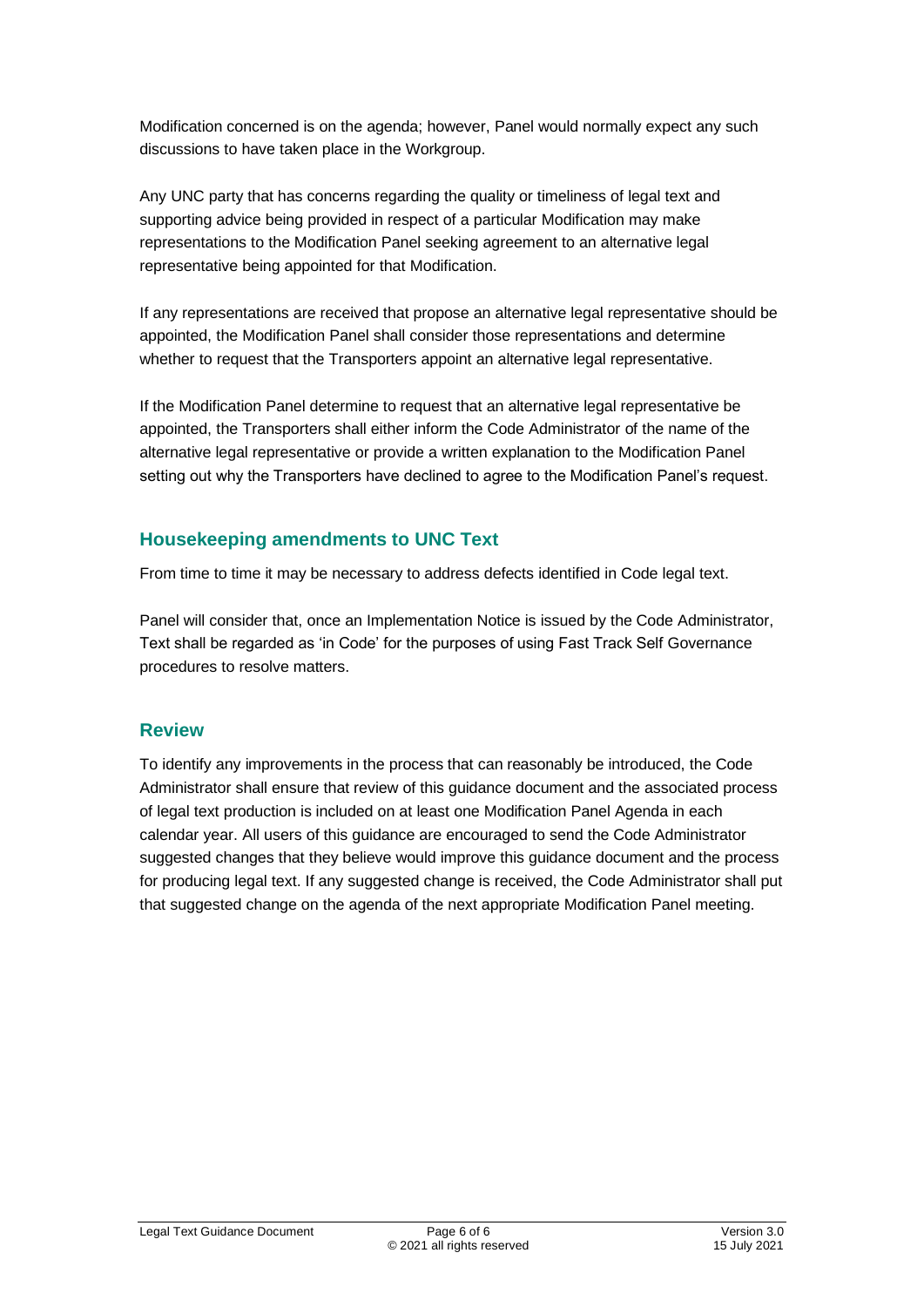Modification concerned is on the agenda; however, Panel would normally expect any such discussions to have taken place in the Workgroup.

Any UNC party that has concerns regarding the quality or timeliness of legal text and supporting advice being provided in respect of a particular Modification may make representations to the Modification Panel seeking agreement to an alternative legal representative being appointed for that Modification.

If any representations are received that propose an alternative legal representative should be appointed, the Modification Panel shall consider those representations and determine whether to request that the Transporters appoint an alternative legal representative.

If the Modification Panel determine to request that an alternative legal representative be appointed, the Transporters shall either inform the Code Administrator of the name of the alternative legal representative or provide a written explanation to the Modification Panel setting out why the Transporters have declined to agree to the Modification Panel's request.

## Housekeeping amendments to UNC Text

From time to time it may be necessary to address defects identified in Code legal text.

Panel will consider that, once an Implementation Notice is issued by the Code Administrator, Text shall be regarded as 'in Code' for the purposes of using Fast Track Self Governance procedures to resolve matters.

## Review

To identify any improvements in the process that can reasonably be introduced, the Code Administrator shall ensure that review of this guidance document and the associated process of legal text production is included on at least one Modification Panel Agenda in each calendar year. All users of this guidance are encouraged to send the Code Administrator suggested changes that they believe would improve this guidance document and the process for producing legal text. If any suggested change is received, the Code Administrator shall put that suggested change on the agenda of the next appropriate Modification Panel meeting.